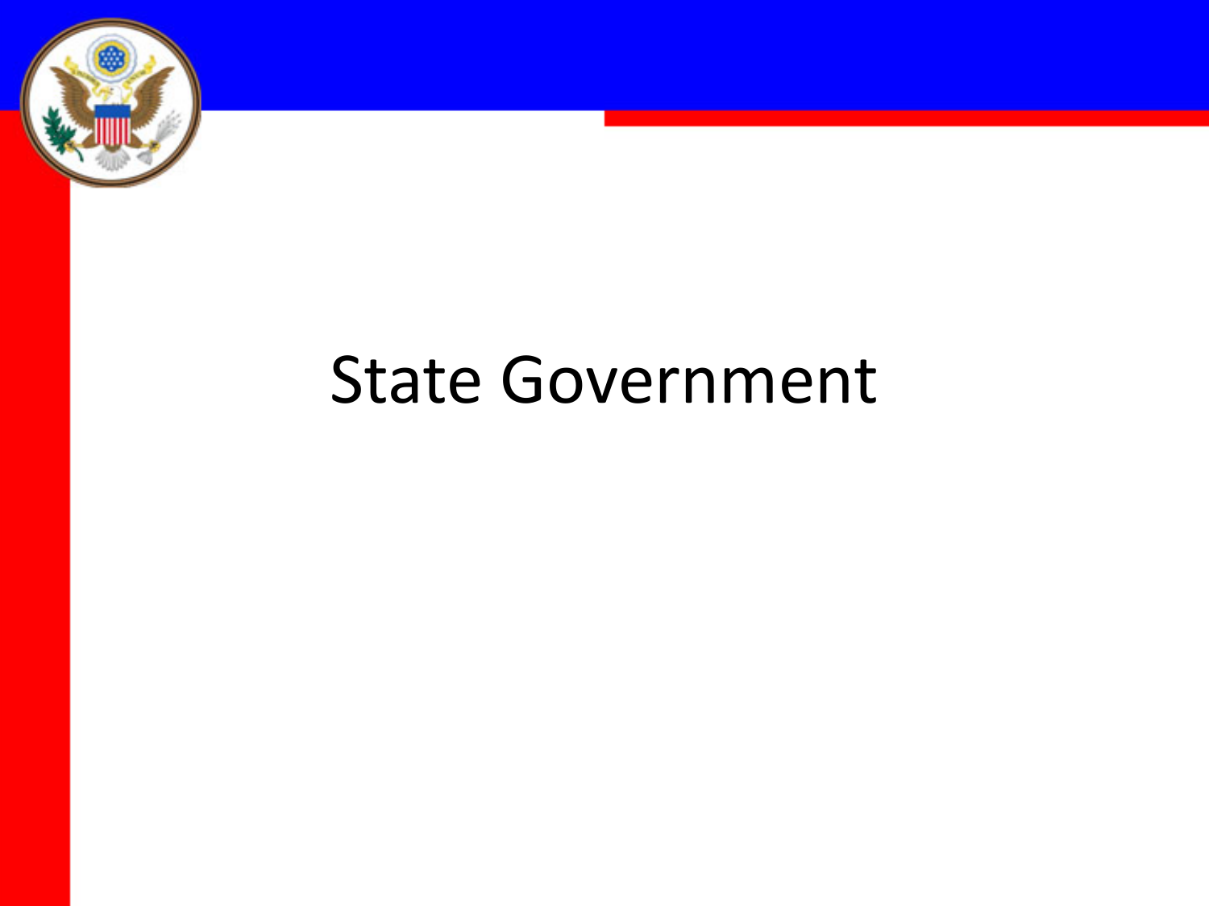# State Government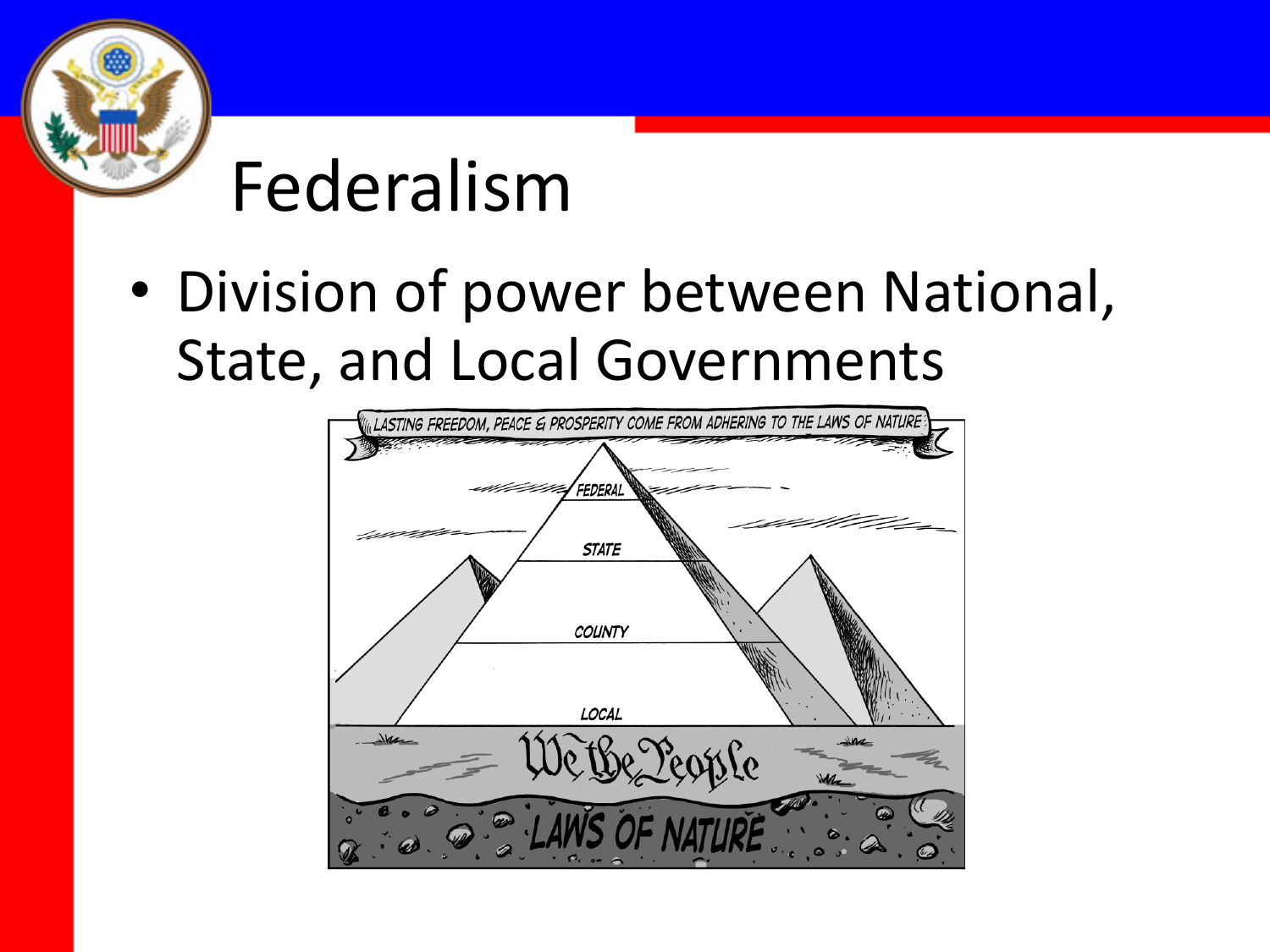# Federalism

- Division of power between National, State, and Local Governments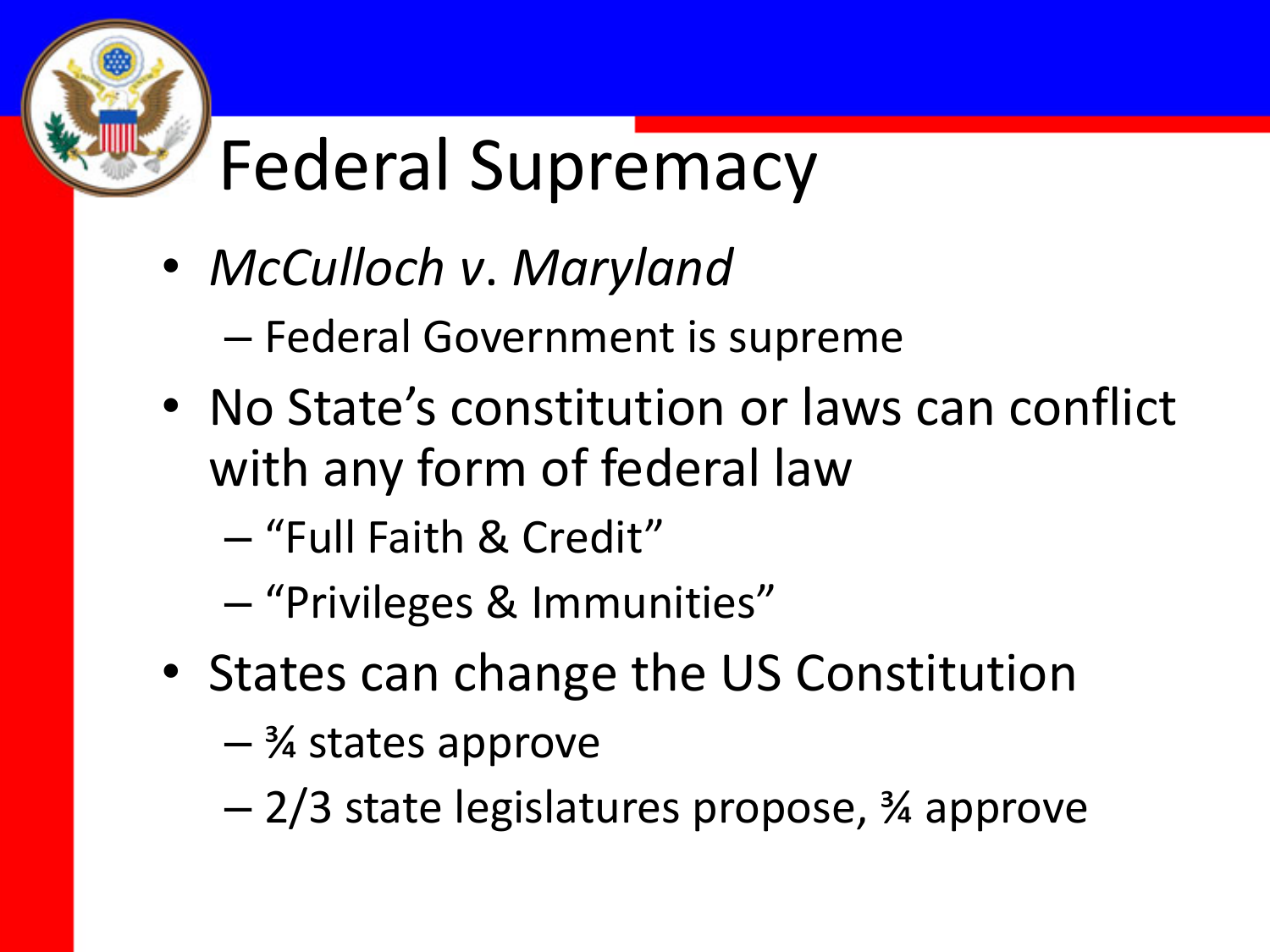# Federal Supremacy

- *McCulloch v. Maryland*
  - Federal Government is supreme
- No State's constitution or laws can conflict with any form of federal law
  - "Full Faith & Credit"
  - "Privileges & Immunities"
- States can change the US Constitution
  - ¾ states approve
  - 2/3 state legislatures propose, ¾ approve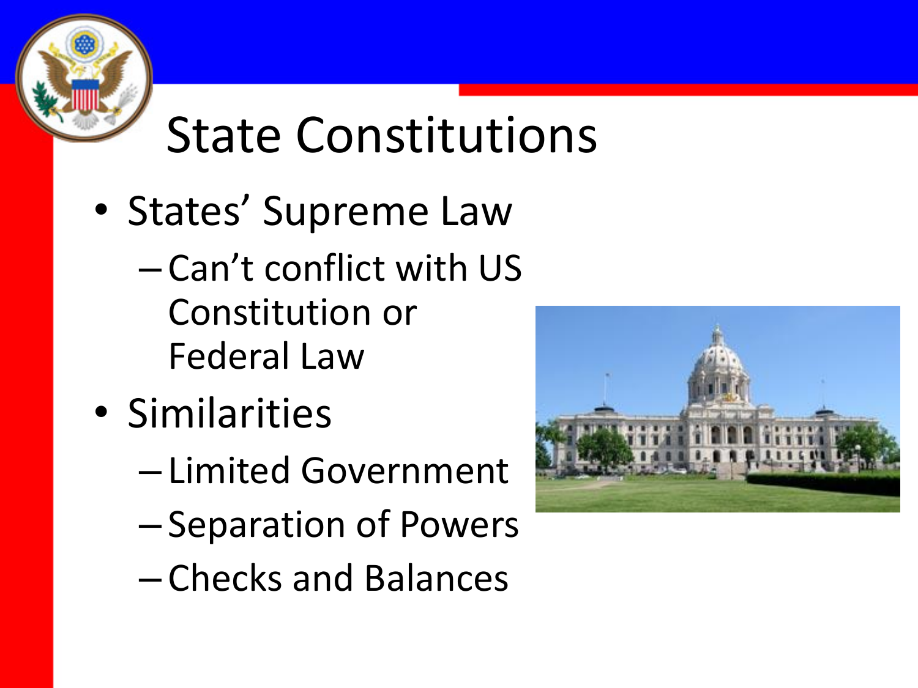# State Constitutions

- States' Supreme Law
  - Can't conflict with US Constitution or Federal Law
- Similarities
  - Limited Government
  - Separation of Powers
  - Checks and Balances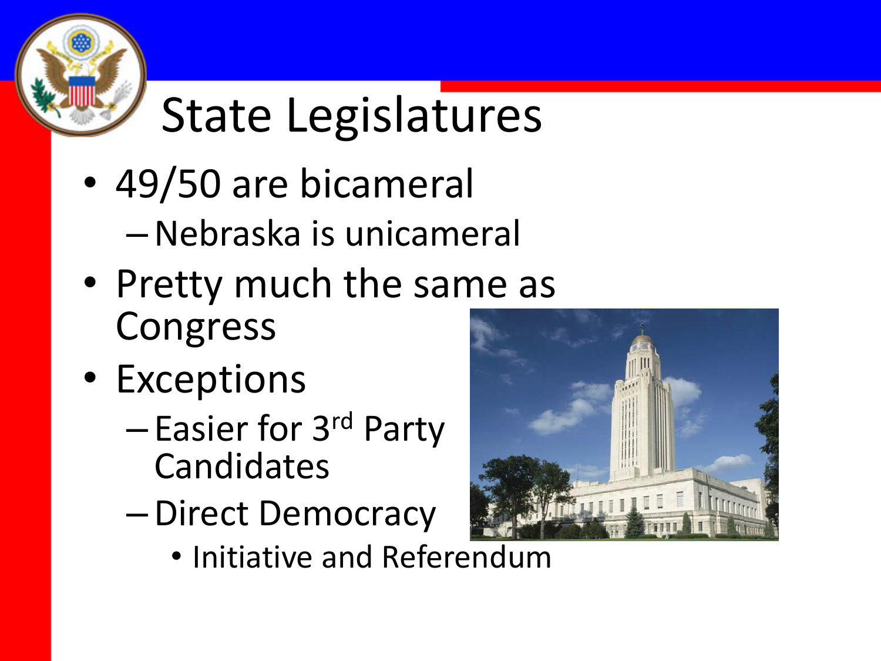# State Legislatures

- 49/50 are bicameral
  - Nebraska is unicameral
- Pretty much the same as Congress
- Exceptions
  - Easier for 3rd Party Candidates
  - Direct Democracy
    - Initiative and Referendum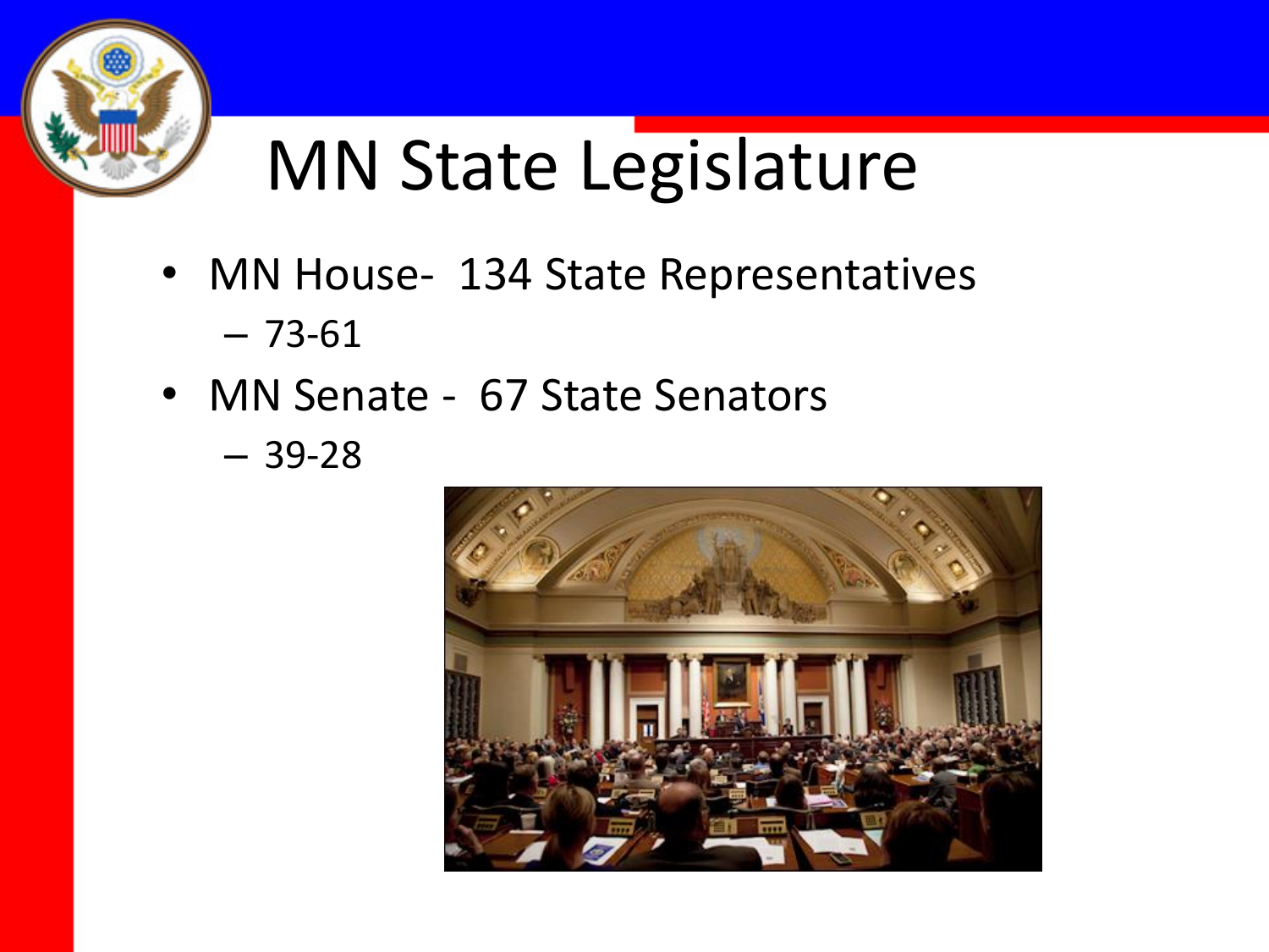# MN State Legislature

- MN House- 134 State Representatives
  - 73-61
- MN Senate - 67 State Senators
  - 39-28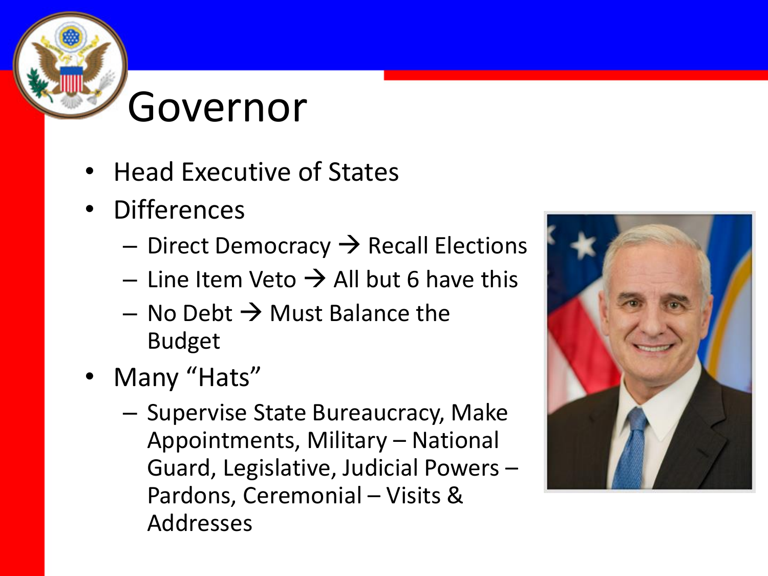# Governor

- Head Executive of States
- Differences
  - Direct Democracy → Recall Elections
  - Line Item Veto → All but 6 have this
  - No Debt → Must Balance the Budget
- Many "Hats"
  - Supervise State Bureaucracy, Make Appointments, Military – National Guard, Legislative, Judicial Powers – Pardons, Ceremonial – Visits & Addresses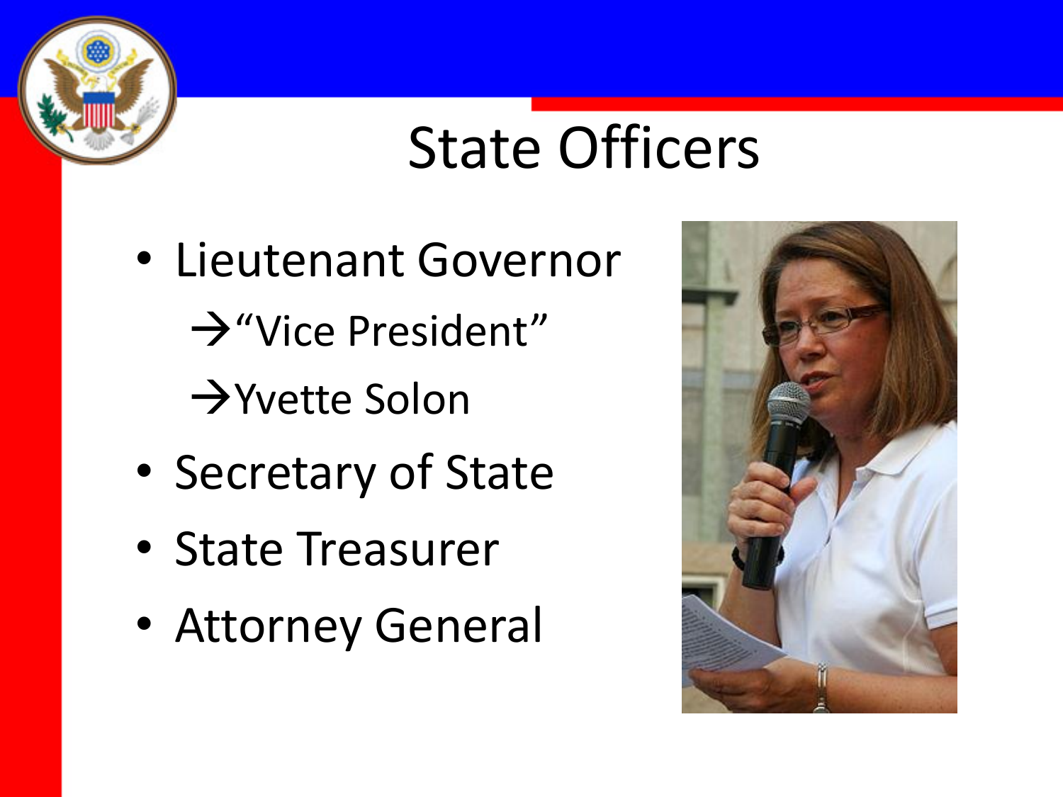# State Officers

- Lieutenant Governor
  - →"Vice President"
  - →Yvette Solon
- Secretary of State
- State Treasurer
- Attorney General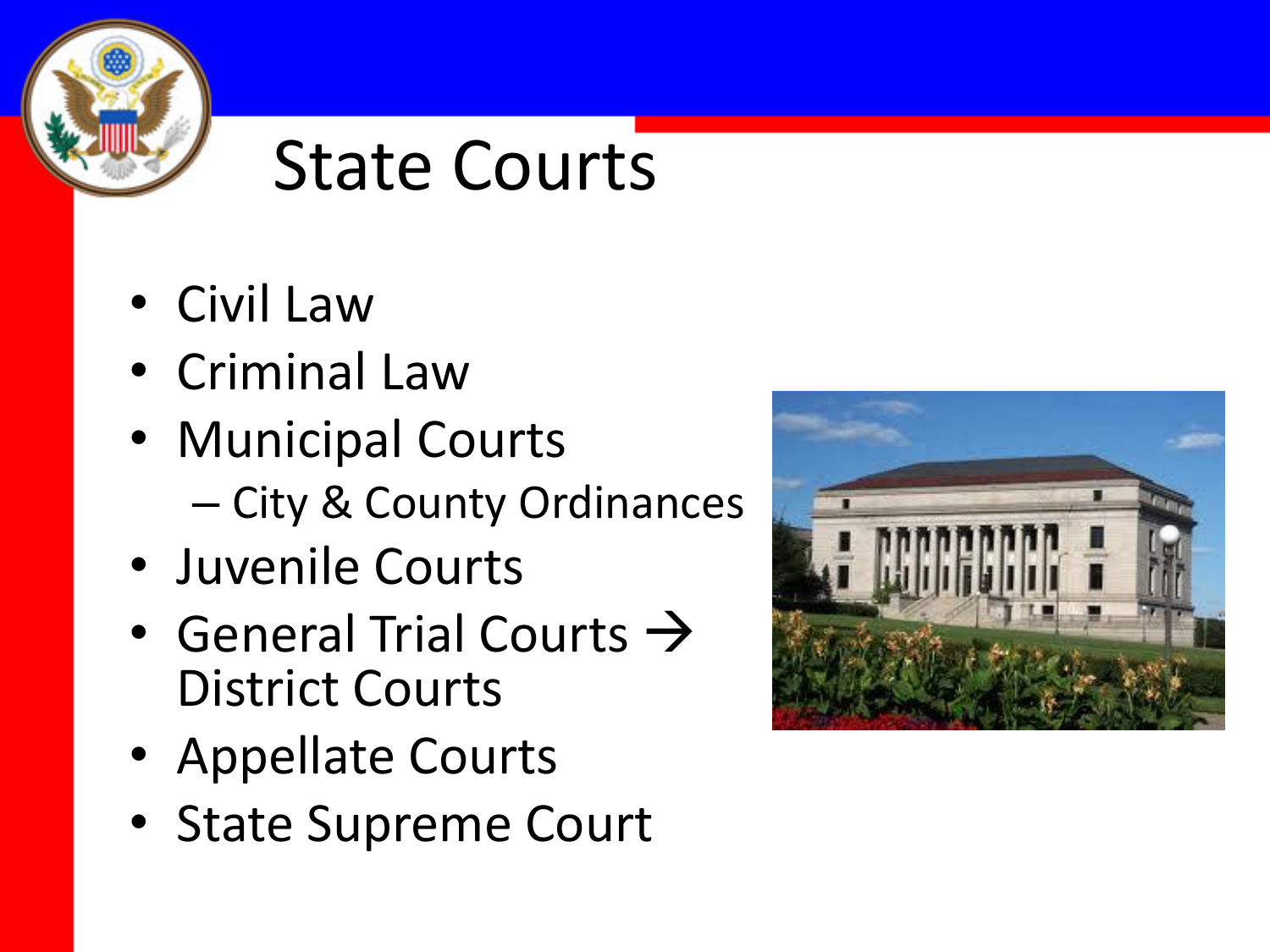# State Courts

- Civil Law
- Criminal Law
- Municipal Courts
  - City & County Ordinances
- Juvenile Courts
- General Trial Courts → District Courts
- Appellate Courts
- State Supreme Court